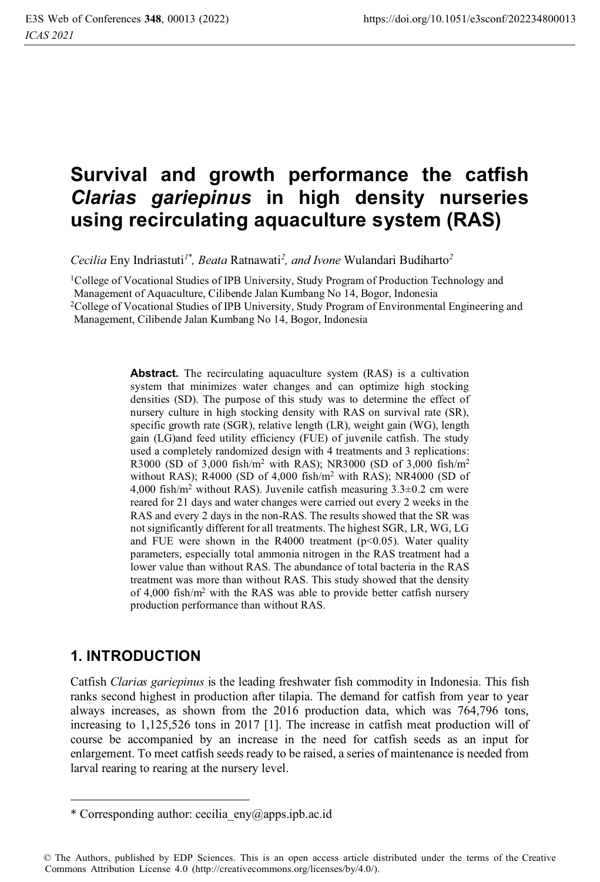# Survival and growth performance the catfish *Clarias gariepinus* in high density nurseries using recirculating aquaculture system (RAS)

*Cecilia* Eny Indriastuti[1*], *Beata* Ratnawati[2], *and Ivone* Wulandari Budiharto[2]

[1]College of Vocational Studies of IPB University, Study Program of Production Technology and Management of Aquaculture, Cilibende Jalan Kumbang No 14, Bogor, Indonesia

[2]College of Vocational Studies of IPB University, Study Program of Environmental Engineering and Management, Cilibende Jalan Kumbang No 14, Bogor, Indonesia

**Abstract.** The recirculating aquaculture system (RAS) is a cultivation system that minimizes water changes and can optimize high stocking densities (SD). The purpose of this study was to determine the effect of nursery culture in high stocking density with RAS on survival rate (SR), specific growth rate (SGR), relative length (LR), weight gain (WG), length gain (LG)and feed utility efficiency (FUE) of juvenile catfish. The study used a completely randomized design with 4 treatments and 3 replications: R3000 (SD of 3,000 fish/m$^2$ with RAS); NR3000 (SD of 3,000 fish/m$^2$ without RAS); R4000 (SD of 4,000 fish/m$^2$ with RAS); NR4000 (SD of 4,000 fish/m$^2$ without RAS). Juvenile catfish measuring 3.3±0.2 cm were reared for 21 days and water changes were carried out every 2 weeks in the RAS and every 2 days in the non-RAS. The results showed that the SR was not significantly different for all treatments. The highest SGR, LR, WG, LG and FUE were shown in the R4000 treatment ($p<0.05$). Water quality parameters, especially total ammonia nitrogen in the RAS treatment had a lower value than without RAS. The abundance of total bacteria in the RAS treatment was more than without RAS. This study showed that the density of 4,000 fish/m$^2$ with the RAS was able to provide better catfish nursery production performance than without RAS.

## 1. INTRODUCTION

Catfish *Clarias gariepinus* is the leading freshwater fish commodity in Indonesia. This fish ranks second highest in production after tilapia. The demand for catfish from year to year always increases, as shown from the 2016 production data, which was 764,796 tons, increasing to 1,125,526 tons in 2017 [1]. The increase in catfish meat production will of course be accompanied by an increase in the need for catfish seeds as an input for enlargement. To meet catfish seeds ready to be raised, a series of maintenance is needed from larval rearing to rearing at the nursery level.

* Corresponding author: cecilia_eny@apps.ipb.ac.id

© The Authors, published by EDP Sciences. This is an open access article distributed under the terms of the Creative Commons Attribution License 4.0 (http://creativecommons.org/licenses/by/4.0/).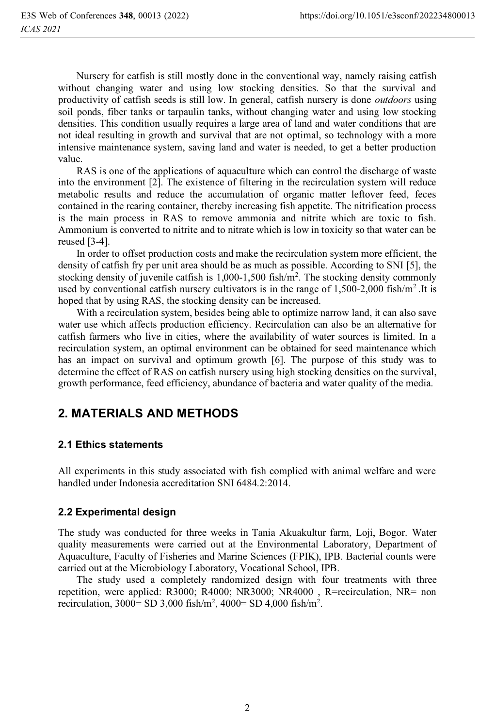Nursery for catfish is still mostly done in the conventional way, namely raising catfish without changing water and using low stocking densities. So that the survival and productivity of catfish seeds is still low. In general, catfish nursery is done *outdoors* using soil ponds, fiber tanks or tarpaulin tanks, without changing water and using low stocking densities. This condition usually requires a large area of land and water conditions that are not ideal resulting in growth and survival that are not optimal, so technology with a more intensive maintenance system, saving land and water is needed, to get a better production value.

RAS is one of the applications of aquaculture which can control the discharge of waste into the environment [2]. The existence of filtering in the recirculation system will reduce metabolic results and reduce the accumulation of organic matter leftover feed, feces contained in the rearing container, thereby increasing fish appetite. The nitrification process is the main process in RAS to remove ammonia and nitrite which are toxic to fish. Ammonium is converted to nitrite and to nitrate which is low in toxicity so that water can be reused [3-4].

In order to offset production costs and make the recirculation system more efficient, the density of catfish fry per unit area should be as much as possible. According to SNI [5], the stocking density of juvenile catfish is 1,000-1,500 fish/m$^2$. The stocking density commonly used by conventional catfish nursery cultivators is in the range of 1,500-2,000 fish/m$^2$ .It is hoped that by using RAS, the stocking density can be increased.

With a recirculation system, besides being able to optimize narrow land, it can also save water use which affects production efficiency. Recirculation can also be an alternative for catfish farmers who live in cities, where the availability of water sources is limited. In a recirculation system, an optimal environment can be obtained for seed maintenance which has an impact on survival and optimum growth [6]. The purpose of this study was to determine the effect of RAS on catfish nursery using high stocking densities on the survival, growth performance, feed efficiency, abundance of bacteria and water quality of the media.

## 2. MATERIALS AND METHODS

### 2.1 Ethics statements

All experiments in this study associated with fish complied with animal welfare and were handled under Indonesia accreditation SNI 6484.2:2014.

### 2.2 Experimental design

The study was conducted for three weeks in Tania Akuakultur farm, Loji, Bogor. Water quality measurements were carried out at the Environmental Laboratory, Department of Aquaculture, Faculty of Fisheries and Marine Sciences (FPIK), IPB. Bacterial counts were carried out at the Microbiology Laboratory, Vocational School, IPB.

The study used a completely randomized design with four treatments with three repetition, were applied: R3000; R4000; NR3000; NR4000 , R=recirculation, NR= non recirculation, 3000= SD 3,000 fish/m$^2$, 4000= SD 4,000 fish/m$^2$.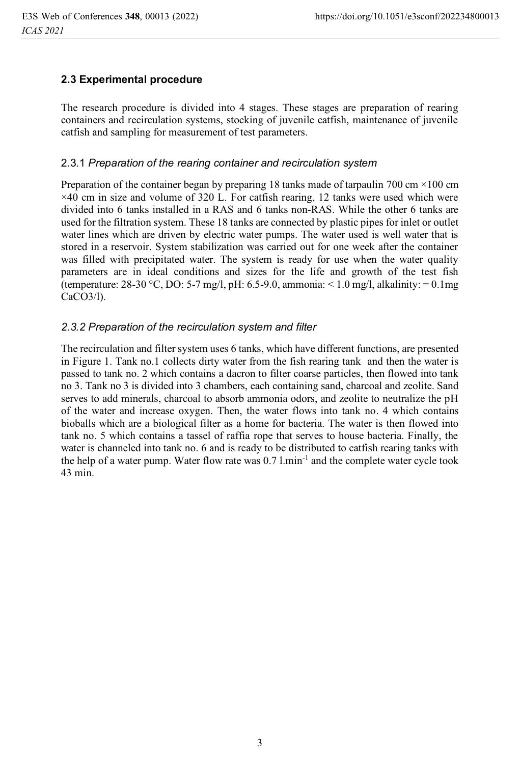### 2.3 Experimental procedure

The research procedure is divided into 4 stages. These stages are preparation of rearing containers and recirculation systems, stocking of juvenile catfish, maintenance of juvenile catfish and sampling for measurement of test parameters.

#### 2.3.1 *Preparation of the rearing container and recirculation system*

Preparation of the container began by preparing 18 tanks made of tarpaulin 700 cm ×100 cm ×40 cm in size and volume of 320 L. For catfish rearing, 12 tanks were used which were divided into 6 tanks installed in a RAS and 6 tanks non-RAS. While the other 6 tanks are used for the filtration system. These 18 tanks are connected by plastic pipes for inlet or outlet water lines which are driven by electric water pumps. The water used is well water that is stored in a reservoir. System stabilization was carried out for one week after the container was filled with precipitated water. The system is ready for use when the water quality parameters are in ideal conditions and sizes for the life and growth of the test fish (temperature: 28-30 °C, DO: 5-7 mg/l, pH: 6.5-9.0, ammonia: < 1.0 mg/l, alkalinity: = 0.1mg $CaCO_3$/l).

#### *2.3.2 Preparation of the recirculation system and filter*

The recirculation and filter system uses 6 tanks, which have different functions, are presented in Figure 1. Tank no.1 collects dirty water from the fish rearing tank and then the water is passed to tank no. 2 which contains a dacron to filter coarse particles, then flowed into tank no 3. Tank no 3 is divided into 3 chambers, each containing sand, charcoal and zeolite. Sand serves to add minerals, charcoal to absorb ammonia odors, and zeolite to neutralize the pH of the water and increase oxygen. Then, the water flows into tank no. 4 which contains bioballs which are a biological filter as a home for bacteria. The water is then flowed into tank no. 5 which contains a tassel of raffia rope that serves to house bacteria. Finally, the water is channeled into tank no. 6 and is ready to be distributed to catfish rearing tanks with the help of a water pump. Water flow rate was 0.7 $l.min^{-1}$ and the complete water cycle took 43 min.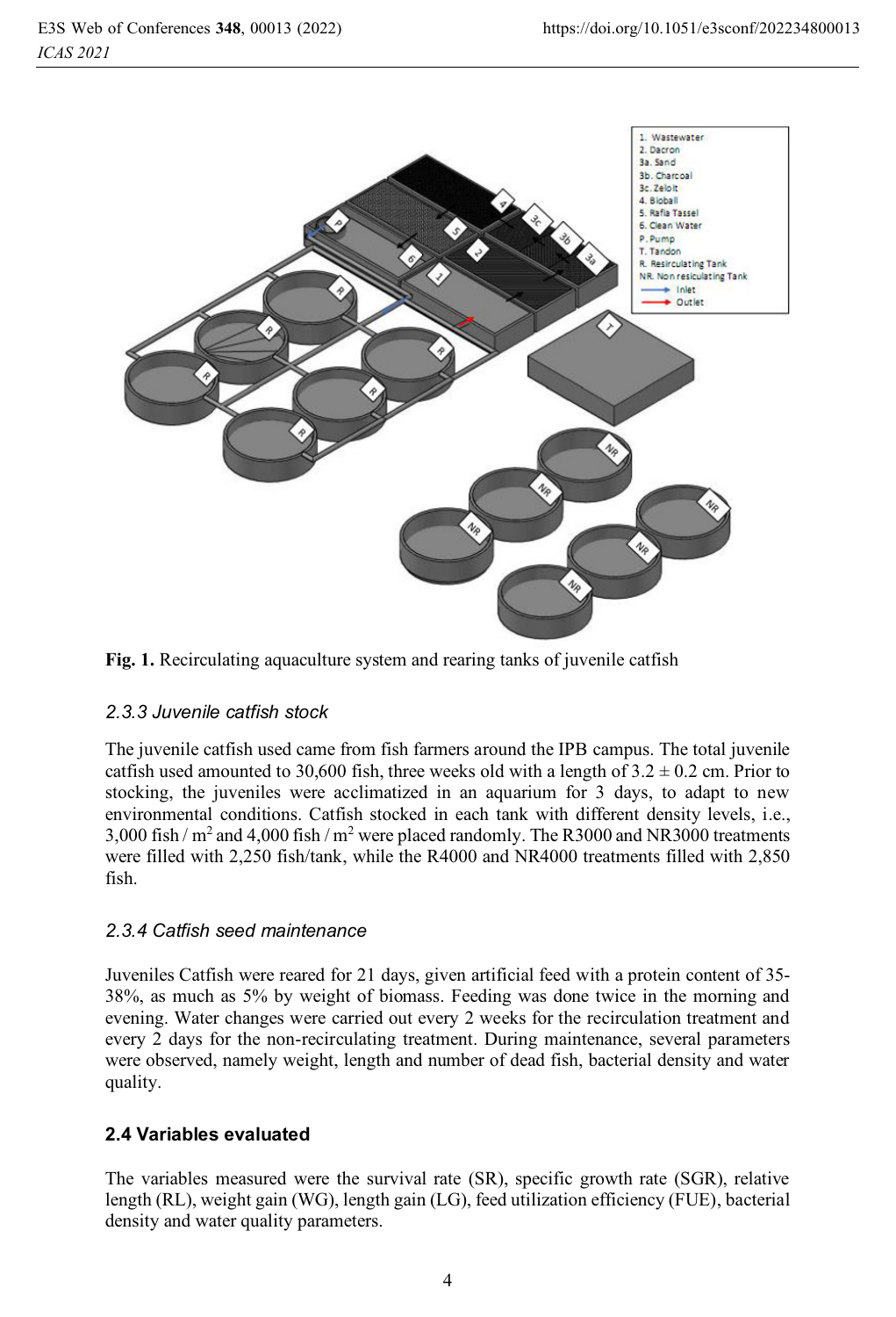Fig. 1. Recirculating aquaculture system and rearing tanks of juvenile catfish

### 2.3.3 Juvenile catfish stock

The juvenile catfish used came from fish farmers around the IPB campus. The total juvenile catfish used amounted to 30,600 fish, three weeks old with a length of 3.2 ± 0.2 cm. Prior to stocking, the juveniles were acclimatized in an aquarium for 3 days, to adapt to new environmental conditions. Catfish stocked in each tank with different density levels, i.e., 3,000 fish / m$^2$ and 4,000 fish / m$^2$ were placed randomly. The R3000 and NR3000 treatments were filled with 2,250 fish/tank, while the R4000 and NR4000 treatments filled with 2,850 fish.

### 2.3.4 Catfish seed maintenance

Juveniles Catfish were reared for 21 days, given artificial feed with a protein content of 35-38%, as much as 5% by weight of biomass. Feeding was done twice in the morning and evening. Water changes were carried out every 2 weeks for the recirculation treatment and every 2 days for the non-recirculating treatment. During maintenance, several parameters were observed, namely weight, length and number of dead fish, bacterial density and water quality.

## 2.4 Variables evaluated

The variables measured were the survival rate (SR), specific growth rate (SGR), relative length (RL), weight gain (WG), length gain (LG), feed utilization efficiency (FUE), bacterial density and water quality parameters.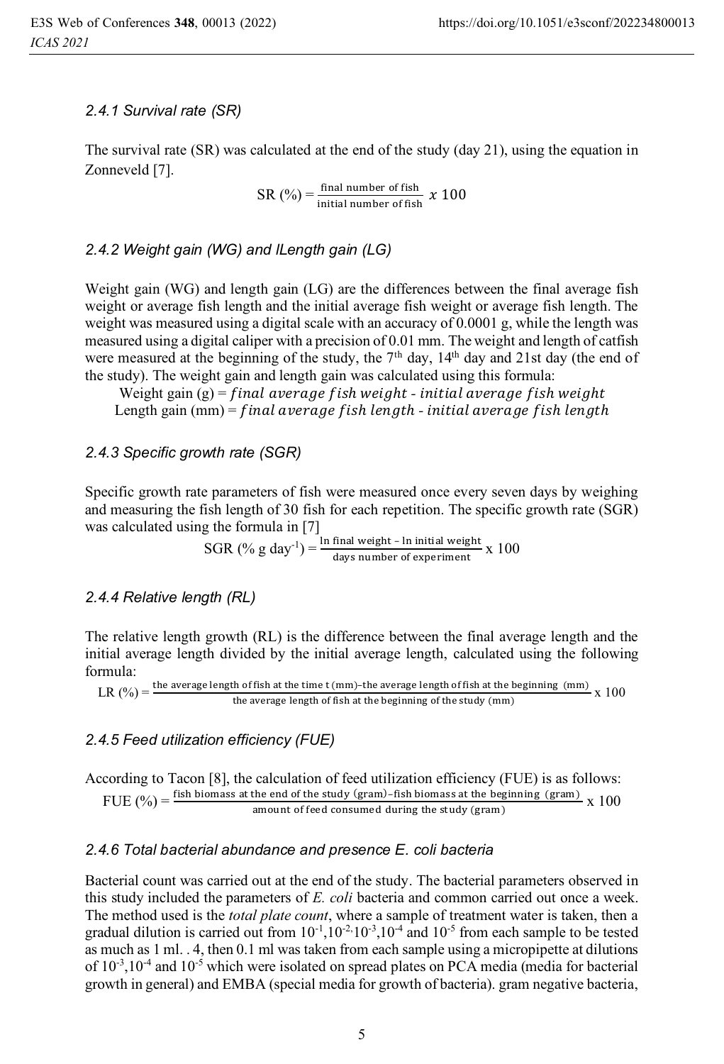### 2.4.1 Survival rate (SR)

The survival rate (SR) was calculated at the end of the study (day 21), using the equation in Zonneveld [7].

$$\text{SR (\%)} = \frac{\text{final number of fish}}{\text{initial number of fish}} \; x \; 100$$

### 2.4.2 Weight gain (WG) and lLength gain (LG)

Weight gain (WG) and length gain (LG) are the differences between the final average fish weight or average fish length and the initial average fish weight or average fish length. The weight was measured using a digital scale with an accuracy of 0.0001 g, while the length was measured using a digital caliper with a precision of 0.01 mm. The weight and length of catfish were measured at the beginning of the study, the 7[th] day, 14[th] day and 21st day (the end of the study). The weight gain and length gain was calculated using this formula:

Weight gain (g) = *final average fish weight - initial average fish weight*

Length gain (mm) = *final average fish length - initial average fish length*

### 2.4.3 Specific growth rate (SGR)

Specific growth rate parameters of fish were measured once every seven days by weighing and measuring the fish length of 30 fish for each repetition. The specific growth rate (SGR) was calculated using the formula in [7]

$$\text{SGR (\% g day}^{-1}) = \frac{\text{ln final weight} - \text{ln initial weight}}{\text{days number of experiment}} \text{ x } 100$$

### 2.4.4 Relative length (RL)

The relative length growth (RL) is the difference between the final average length and the initial average length divided by the initial average length, calculated using the following formula:

$$\text{LR (\%)} = \frac{\text{the average length of fish at the time t (mm)} - \text{the average length of fish at the beginning (mm)}}{\text{the average length of fish at the beginning of the study (mm)}} \text{ x } 100$$

### 2.4.5 Feed utilization efficiency (FUE)

According to Tacon [8], the calculation of feed utilization efficiency (FUE) is as follows:

$$\text{FUE (\%)} = \frac{\text{fish biomass at the end of the study (gram)} - \text{fish biomass at the beginning (gram)}}{\text{amount of feed consumed during the study (gram)}} \text{ x } 100$$

### 2.4.6 Total bacterial abundance and presence E. coli bacteria

Bacterial count was carried out at the end of the study. The bacterial parameters observed in this study included the parameters of *E. coli* bacteria and common carried out once a week. The method used is the *total plate count*, where a sample of treatment water is taken, then a gradual dilution is carried out from $10^{-1}$,$10^{-2,}$$10^{-3}$,$10^{-4}$ and $10^{-5}$ from each sample to be tested as much as 1 ml. . 4, then 0.1 ml was taken from each sample using a micropipette at dilutions of $10^{-3}$,$10^{-4}$ and $10^{-5}$ which were isolated on spread plates on PCA media (media for bacterial growth in general) and EMBA (special media for growth of bacteria). gram negative bacteria,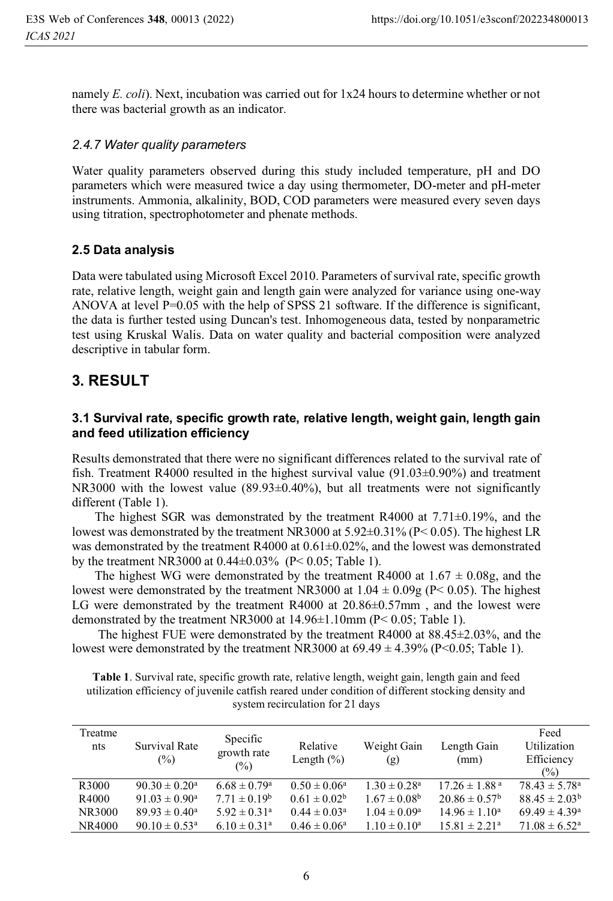namely *E. coli*). Next, incubation was carried out for 1x24 hours to determine whether or not there was bacterial growth as an indicator.

### *2.4.7 Water quality parameters*

Water quality parameters observed during this study included temperature, pH and DO parameters which were measured twice a day using thermometer, DO-meter and pH-meter instruments. Ammonia, alkalinity, BOD, COD parameters were measured every seven days using titration, spectrophotometer and phenate methods.

### 2.5 Data analysis

Data were tabulated using Microsoft Excel 2010. Parameters of survival rate, specific growth rate, relative length, weight gain and length gain were analyzed for variance using one-way ANOVA at level P=0.05 with the help of SPSS 21 software. If the difference is significant, the data is further tested using Duncan's test. Inhomogeneous data, tested by nonparametric test using Kruskal Walis. Data on water quality and bacterial composition were analyzed descriptive in tabular form.

## 3. RESULT

### 3.1 Survival rate, specific growth rate, relative length, weight gain, length gain and feed utilization efficiency

Results demonstrated that there were no significant differences related to the survival rate of fish. Treatment R4000 resulted in the highest survival value (91.03±0.90%) and treatment NR3000 with the lowest value (89.93±0.40%), but all treatments were not significantly different (Table 1).

The highest SGR was demonstrated by the treatment R4000 at 7.71±0.19%, and the lowest was demonstrated by the treatment NR3000 at 5.92±0.31% (P< 0.05). The highest LR was demonstrated by the treatment R4000 at 0.61±0.02%, and the lowest was demonstrated by the treatment NR3000 at 0.44±0.03% (P< 0.05; Table 1).

The highest WG were demonstrated by the treatment R4000 at 1.67 ± 0.08g, and the lowest were demonstrated by the treatment NR3000 at 1.04 ± 0.09g (P< 0.05). The highest LG were demonstrated by the treatment R4000 at 20.86±0.57mm , and the lowest were demonstrated by the treatment NR3000 at 14.96±1.10mm (P< 0.05; Table 1).

The highest FUE were demonstrated by the treatment R4000 at 88.45±2.03%, and the lowest were demonstrated by the treatment NR3000 at 69.49 ± 4.39% (P<0.05; Table 1).

**Table 1**. Survival rate, specific growth rate, relative length, weight gain, length gain and feed utilization efficiency of juvenile catfish reared under condition of different stocking density and system recirculation for 21 days

| Treatments | Survival Rate (%) | Specific growth rate (%) | Relative Length (%) | Weight Gain (g) | Length Gain (mm) | Feed Utilization Efficiency (%) |
|---|---|---|---|---|---|---|
| R3000 | 90.30 ± 0.20[a] | 6.68 ± 0.79[a] | 0.50 ± 0.06[a] | 1.30 ± 0.28[a] | 17.26 ± 1.88[a] | 78.43 ± 5.78[a] |
| R4000 | 91.03 ± 0.90[a] | 7.71 ± 0.19[b] | 0.61 ± 0.02[b] | 1.67 ± 0.08[b] | 20.86 ± 0.57[b] | 88.45 ± 2.03[b] |
| NR3000 | 89.93 ± 0.40[a] | 5.92 ± 0.31[a] | 0.44 ± 0.03[a] | 1.04 ± 0.09[a] | 14.96 ± 1.10[a] | 69.49 ± 4.39[a] |
| NR4000 | 90.10 ± 0.53[a] | 6.10 ± 0.31[a] | 0.46 ± 0.06[a] | 1.10 ± 0.10[a] | 15.81 ± 2.21[a] | 71.08 ± 6.52[a] |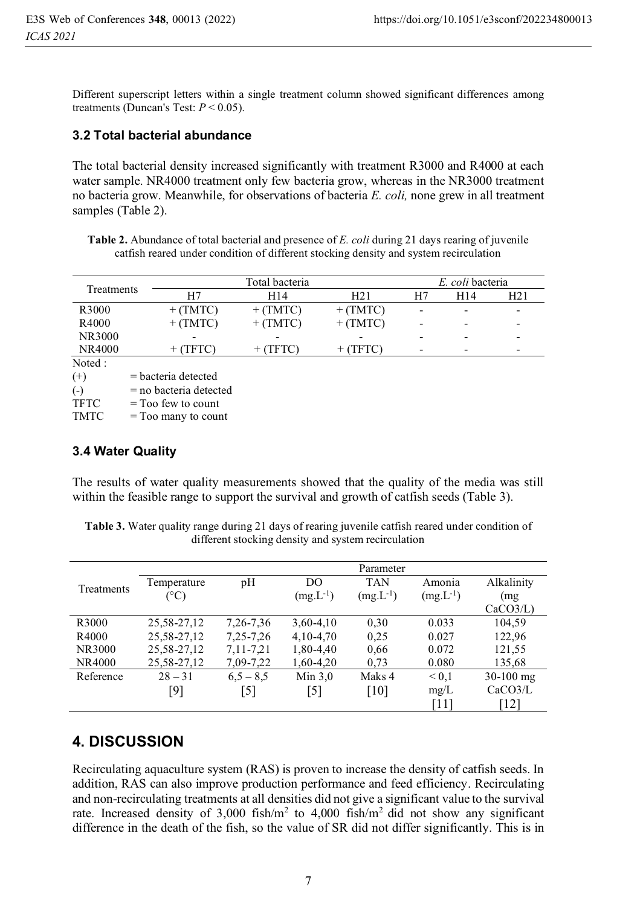Different superscript letters within a single treatment column showed significant differences among treatments (Duncan's Test: $P < 0.05$).

### 3.2 Total bacterial abundance

The total bacterial density increased significantly with treatment R3000 and R4000 at each water sample. NR4000 treatment only few bacteria grow, whereas in the NR3000 treatment no bacteria grow. Meanwhile, for observations of bacteria *E. coli,* none grew in all treatment samples (Table 2).

**Table 2.** Abundance of total bacterial and presence of *E. coli* during 21 days rearing of juvenile catfish reared under condition of different stocking density and system recirculation

| Treatments | Total bacteria | | | *E. coli* bacteria | | |
|---|---|---|---|---|---|---|
| | H7 | H14 | H21 | H7 | H14 | H21 |
| R3000 | + (TMTC) | + (TMTC) | + (TMTC) | - | - | - |
| R4000 | + (TMTC) | + (TMTC) | + (TMTC) | - | - | - |
| NR3000 | - | - | - | - | - | - |
| NR4000 | + (TFTC) | + (TFTC) | + (TFTC) | - | - | - |

Noted :

- (+) = bacteria detected
- (-) = no bacteria detected
- TFTC = Too few to count
- TMTC = Too many to count

### 3.4 Water Quality

The results of water quality measurements showed that the quality of the media was still within the feasible range to support the survival and growth of catfish seeds (Table 3).

**Table 3.** Water quality range during 21 days of rearing juvenile catfish reared under condition of different stocking density and system recirculation

| Treatments | Parameter | | | | | |
|---|---|---|---|---|---|---|
| | Temperature (°C) | pH | DO ($mg.L^{-1}$) | TAN ($mg.L^{-1}$) | Amonia ($mg.L^{-1}$) | Alkalinity (mg $CaCO_3$/L) |
| R3000 | 25,58-27,12 | 7,26-7,36 | 3,60-4,10 | 0,30 | 0.033 | 104,59 |
| R4000 | 25,58-27,12 | 7,25-7,26 | 4,10-4,70 | 0,25 | 0.027 | 122,96 |
| NR3000 | 25,58-27,12 | 7,11-7,21 | 1,80-4,40 | 0,66 | 0.072 | 121,55 |
| NR4000 | 25,58-27,12 | 7,09-7,22 | 1,60-4,20 | 0,73 | 0.080 | 135,68 |
| Reference | 28 – 31 [9] | 6,5 – 8,5 [5] | Min 3,0 [5] | Maks 4 [10] | < 0,1 mg/L [11] | 30-100 mg $CaCO_3$/L [12] |

## 4. DISCUSSION

Recirculating aquaculture system (RAS) is proven to increase the density of catfish seeds. In addition, RAS can also improve production performance and feed efficiency. Recirculating and non-recirculating treatments at all densities did not give a significant value to the survival rate. Increased density of 3,000 fish/$m^2$ to 4,000 fish/$m^2$ did not show any significant difference in the death of the fish, so the value of SR did not differ significantly. This is in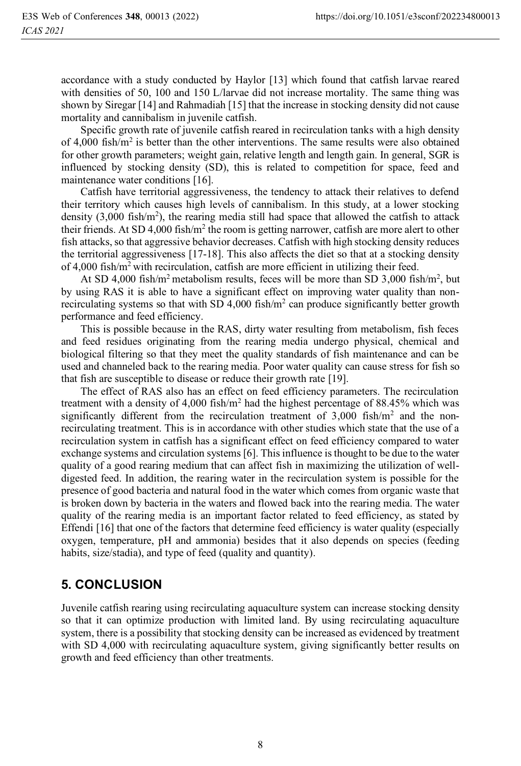accordance with a study conducted by Haylor [13] which found that catfish larvae reared with densities of 50, 100 and 150 L/larvae did not increase mortality. The same thing was shown by Siregar [14] and Rahmadiah [15] that the increase in stocking density did not cause mortality and cannibalism in juvenile catfish.

Specific growth rate of juvenile catfish reared in recirculation tanks with a high density of 4,000 fish/$m^2$ is better than the other interventions. The same results were also obtained for other growth parameters; weight gain, relative length and length gain. In general, SGR is influenced by stocking density (SD), this is related to competition for space, feed and maintenance water conditions [16].

Catfish have territorial aggressiveness, the tendency to attack their relatives to defend their territory which causes high levels of cannibalism. In this study, at a lower stocking density (3,000 fish/$m^2$), the rearing media still had space that allowed the catfish to attack their friends. At SD 4,000 fish/$m^2$ the room is getting narrower, catfish are more alert to other fish attacks, so that aggressive behavior decreases. Catfish with high stocking density reduces the territorial aggressiveness [17-18]. This also affects the diet so that at a stocking density of 4,000 fish/$m^2$ with recirculation, catfish are more efficient in utilizing their feed.

At SD 4,000 fish/$m^2$ metabolism results, feces will be more than SD 3,000 fish/$m^2$, but by using RAS it is able to have a significant effect on improving water quality than non-recirculating systems so that with SD 4,000 fish/$m^2$ can produce significantly better growth performance and feed efficiency.

This is possible because in the RAS, dirty water resulting from metabolism, fish feces and feed residues originating from the rearing media undergo physical, chemical and biological filtering so that they meet the quality standards of fish maintenance and can be used and channeled back to the rearing media. Poor water quality can cause stress for fish so that fish are susceptible to disease or reduce their growth rate [19].

The effect of RAS also has an effect on feed efficiency parameters. The recirculation treatment with a density of 4,000 fish/$m^2$ had the highest percentage of 88.45% which was significantly different from the recirculation treatment of 3,000 fish/$m^2$ and the non-recirculating treatment. This is in accordance with other studies which state that the use of a recirculation system in catfish has a significant effect on feed efficiency compared to water exchange systems and circulation systems [6]. This influence is thought to be due to the water quality of a good rearing medium that can affect fish in maximizing the utilization of well-digested feed. In addition, the rearing water in the recirculation system is possible for the presence of good bacteria and natural food in the water which comes from organic waste that is broken down by bacteria in the waters and flowed back into the rearing media. The water quality of the rearing media is an important factor related to feed efficiency, as stated by Effendi [16] that one of the factors that determine feed efficiency is water quality (especially oxygen, temperature, pH and ammonia) besides that it also depends on species (feeding habits, size/stadia), and type of feed (quality and quantity).

## 5. CONCLUSION

Juvenile catfish rearing using recirculating aquaculture system can increase stocking density so that it can optimize production with limited land. By using recirculating aquaculture system, there is a possibility that stocking density can be increased as evidenced by treatment with SD 4,000 with recirculating aquaculture system, giving significantly better results on growth and feed efficiency than other treatments.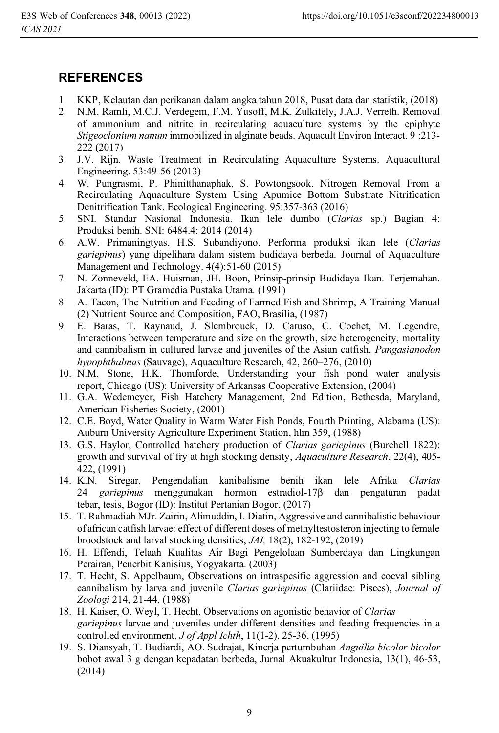## REFERENCES

1. KKP, Kelautan dan perikanan dalam angka tahun 2018, Pusat data dan statistik, (2018)
2. N.M. Ramli, M.C.J. Verdegem, F.M. Yusoff, M.K. Zulkifely, J.A.J. Verreth. Removal of ammonium and nitrite in recirculating aquaculture systems by the epiphyte *Stigeoclonium nanum* immobilized in alginate beads. Aquacult Environ Interact. 9 :213-222 (2017)
3. J.V. Rijn. Waste Treatment in Recirculating Aquaculture Systems. Aquacultural Engineering. 53:49-56 (2013)
4. W. Pungrasmi, P. Phinitthanaphak, S. Powtongsook. Nitrogen Removal From a Recirculating Aquaculture System Using Apumice Bottom Substrate Nitrification Denitrification Tank. Ecological Engineering. 95:357-363 (2016)
5. SNI. Standar Nasional Indonesia. Ikan lele dumbo (*Clarias* sp.) Bagian 4: Produksi benih. SNI: 6484.4: 2014 (2014)
6. A.W. Primaningtyas, H.S. Subandiyono. Performa produksi ikan lele (*Clarias gariepinus*) yang dipelihara dalam sistem budidaya berbeda. Journal of Aquaculture Management and Technology. 4(4):51-60 (2015)
7. N. Zonneveld, EA. Huisman, JH. Boon, Prinsip-prinsip Budidaya Ikan. Terjemahan. Jakarta (ID): PT Gramedia Pustaka Utama. (1991)
8. A. Tacon, The Nutrition and Feeding of Farmed Fish and Shrimp, A Training Manual (2) Nutrient Source and Composition, FAO, Brasilia, (1987)
9. E. Baras, T. Raynaud, J. Slembrouck, D. Caruso, C. Cochet, M. Legendre, Interactions between temperature and size on the growth, size heterogeneity, mortality and cannibalism in cultured larvae and juveniles of the Asian catfish, *Pangasianodon hypophthalmus* (Sauvage), Aquaculture Research, 42, 260–276, (2010)
10. N.M. Stone, H.K. Thomforde, Understanding your fish pond water analysis report, Chicago (US): University of Arkansas Cooperative Extension, (2004)
11. G.A. Wedemeyer, Fish Hatchery Management, 2nd Edition, Bethesda, Maryland, American Fisheries Society, (2001)
12. C.E. Boyd, Water Quality in Warm Water Fish Ponds, Fourth Printing, Alabama (US): Auburn University Agriculture Experiment Station, hlm 359, (1988)
13. G.S. Haylor, Controlled hatchery production of *Clarias gariepinus* (Burchell 1822): growth and survival of fry at high stocking density, *Aquaculture Research*, 22(4), 405-422, (1991)
14. K.N. Siregar, Pengendalian kanibalisme benih ikan lele Afrika *Clarias* 24 *gariepinus* menggunakan hormon estradiol-17β dan pengaturan padat tebar, tesis, Bogor (ID): Institut Pertanian Bogor, (2017)
15. T. Rahmadiah MJr. Zairin, Alimuddin, I. Diatin, Aggressive and cannibalistic behaviour of african catfish larvae: effect of different doses of methyltestosteron injecting to female broodstock and larval stocking densities, *JAI,* 18(2), 182-192, (2019)
16. H. Effendi, Telaah Kualitas Air Bagi Pengelolaan Sumberdaya dan Lingkungan Perairan, Penerbit Kanisius, Yogyakarta. (2003)
17. T. Hecht, S. Appelbaum, Observations on intraspesific aggression and coeval sibling cannibalism by larva and juvenile *Clarias gariepinus* (Clariidae: Pisces), *Journal of Zoologi* 214, 21-44, (1988)
18. H. Kaiser, O. Weyl, T. Hecht, Observations on agonistic behavior of *Clarias gariepinus* larvae and juveniles under different densities and feeding frequencies in a controlled environment, *J of Appl Ichth*, 11(1-2), 25-36, (1995)
19. S. Diansyah, T. Budiardi, AO. Sudrajat, Kinerja pertumbuhan *Anguilla bicolor bicolor* bobot awal 3 g dengan kepadatan berbeda, Jurnal Akuakultur Indonesia, 13(1), 46-53, (2014)